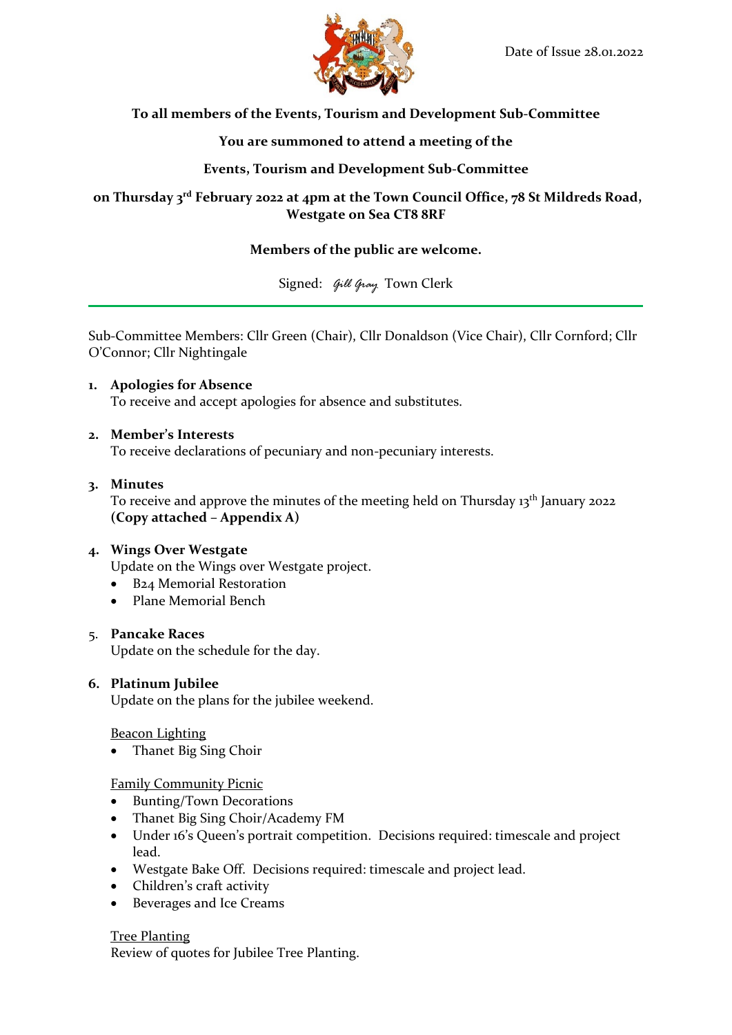Date of Issue 28.01.2022

**To all members of the Events, Tourism and Development Sub-Committee**

**You are summoned to attend a meeting of the**

**Events, Tourism and Development Sub-Committee**

**on Thursday 3rd February 2022 at 4pm at the Town Council Office, 78 St Mildreds Road, Westgate on Sea CT8 8RF**

**Members of the public are welcome.**

Signed: *Gill Gray* Town Clerk

---

Sub-Committee Members: Cllr Green (Chair), Cllr Donaldson (Vice Chair), Cllr Cornford; Cllr O'Connor; Cllr Nightingale

1. **Apologies for Absence**
   To receive and accept apologies for absence and substitutes.

2. **Member's Interests**
   To receive declarations of pecuniary and non-pecuniary interests.

3. **Minutes**
   To receive and approve the minutes of the meeting held on Thursday 13th January 2022 **(Copy attached – Appendix A)**

4. **Wings Over Westgate**
   Update on the Wings over Westgate project.
   - B24 Memorial Restoration
   - Plane Memorial Bench

5. **Pancake Races**
   Update on the schedule for the day.

6. **Platinum Jubilee**
   Update on the plans for the jubilee weekend.

   <u>Beacon Lighting</u>
   - Thanet Big Sing Choir

   <u>Family Community Picnic</u>
   - Bunting/Town Decorations
   - Thanet Big Sing Choir/Academy FM
   - Under 16's Queen's portrait competition. Decisions required: timescale and project lead.
   - Westgate Bake Off. Decisions required: timescale and project lead.
   - Children's craft activity
   - Beverages and Ice Creams

   <u>Tree Planting</u>
   Review of quotes for Jubilee Tree Planting.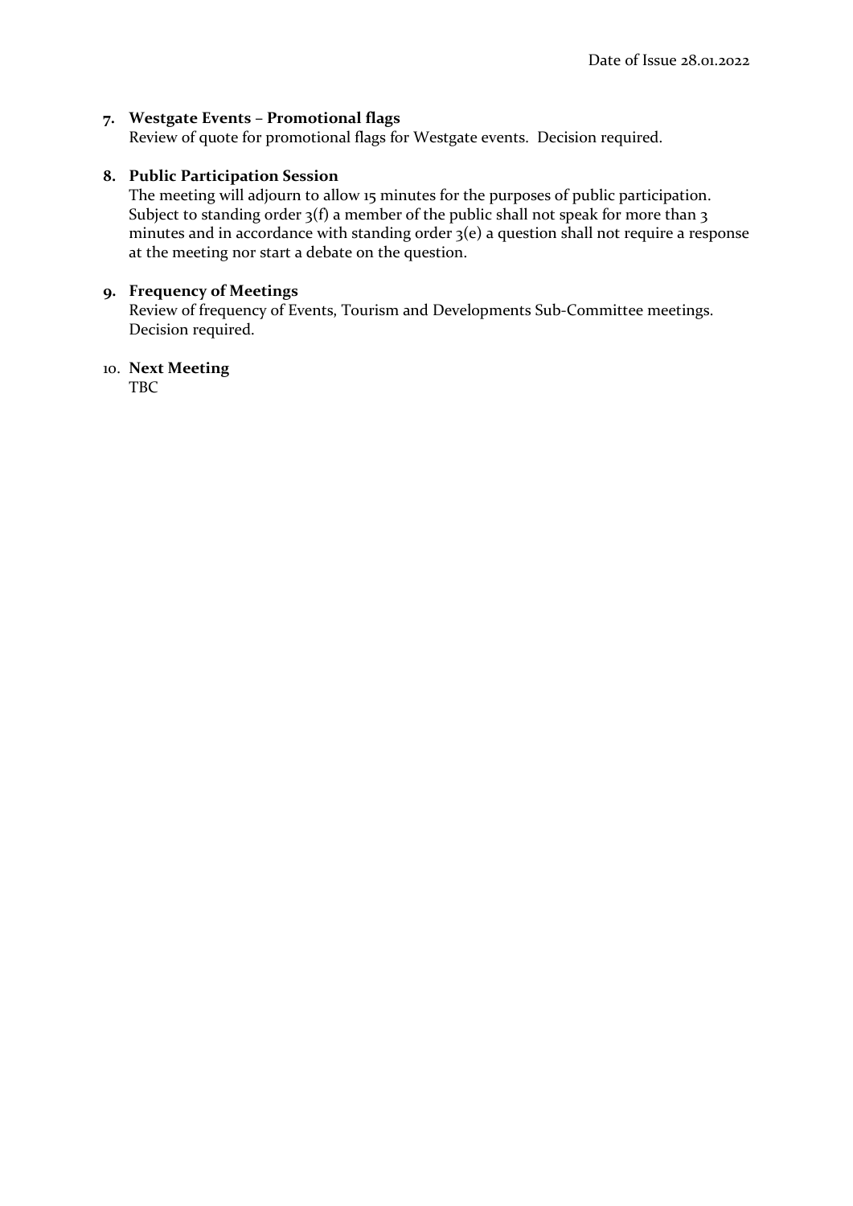Date of Issue 28.01.2022

7. **Westgate Events – Promotional flags**
   Review of quote for promotional flags for Westgate events. Decision required.

8. **Public Participation Session**
   The meeting will adjourn to allow 15 minutes for the purposes of public participation. Subject to standing order 3(f) a member of the public shall not speak for more than 3 minutes and in accordance with standing order 3(e) a question shall not require a response at the meeting nor start a debate on the question.

9. **Frequency of Meetings**
   Review of frequency of Events, Tourism and Developments Sub-Committee meetings. Decision required.

10. **Next Meeting**
    TBC